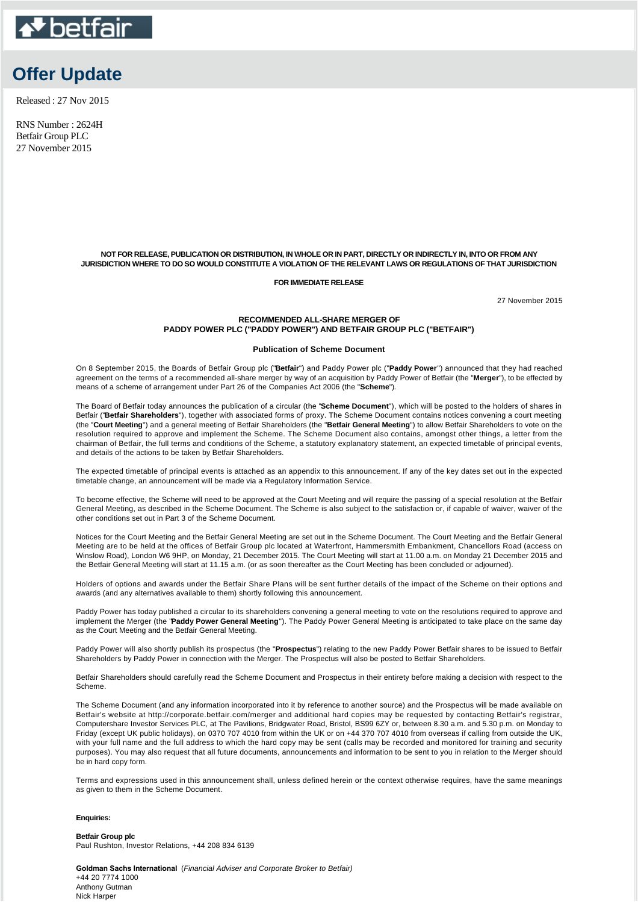# Offer Update

Released : 27 Nov 2015

RNS Number : 2624H
Betfair Group PLC
27 November 2015

**NOT FOR RELEASE, PUBLICATION OR DISTRIBUTION, IN WHOLE OR IN PART, DIRECTLY OR INDIRECTLY IN, INTO OR FROM ANY JURISDICTION WHERE TO DO SO WOULD CONSTITUTE A VIOLATION OF THE RELEVANT LAWS OR REGULATIONS OF THAT JURISDICTION**

**FOR IMMEDIATE RELEASE**

27 November 2015

**RECOMMENDED ALL-SHARE MERGER OF PADDY POWER PLC ("PADDY POWER") AND BETFAIR GROUP PLC ("BETFAIR")**

**Publication of Scheme Document**

On 8 September 2015, the Boards of Betfair Group plc ("**Betfair**") and Paddy Power plc ("**Paddy Power**") announced that they had reached agreement on the terms of a recommended all-share merger by way of an acquisition by Paddy Power of Betfair (the "**Merger**"), to be effected by means of a scheme of arrangement under Part 26 of the Companies Act 2006 (the "**Scheme**").

The Board of Betfair today announces the publication of a circular (the "**Scheme Document**"), which will be posted to the holders of shares in Betfair ("**Betfair Shareholders**"), together with associated forms of proxy. The Scheme Document contains notices convening a court meeting (the "**Court Meeting**") and a general meeting of Betfair Shareholders (the "**Betfair General Meeting**") to allow Betfair Shareholders to vote on the resolution required to approve and implement the Scheme. The Scheme Document also contains, amongst other things, a letter from the chairman of Betfair, the full terms and conditions of the Scheme, a statutory explanatory statement, an expected timetable of principal events, and details of the actions to be taken by Betfair Shareholders.

The expected timetable of principal events is attached as an appendix to this announcement. If any of the key dates set out in the expected timetable change, an announcement will be made via a Regulatory Information Service.

To become effective, the Scheme will need to be approved at the Court Meeting and will require the passing of a special resolution at the Betfair General Meeting, as described in the Scheme Document. The Scheme is also subject to the satisfaction or, if capable of waiver, waiver of the other conditions set out in Part 3 of the Scheme Document.

Notices for the Court Meeting and the Betfair General Meeting are set out in the Scheme Document. The Court Meeting and the Betfair General Meeting are to be held at the offices of Betfair Group plc located at Waterfront, Hammersmith Embankment, Chancellors Road (access on Winslow Road), London W6 9HP, on Monday, 21 December 2015. The Court Meeting will start at 11.00 a.m. on Monday 21 December 2015 and the Betfair General Meeting will start at 11.15 a.m. (or as soon thereafter as the Court Meeting has been concluded or adjourned).

Holders of options and awards under the Betfair Share Plans will be sent further details of the impact of the Scheme on their options and awards (and any alternatives available to them) shortly following this announcement.

Paddy Power has today published a circular to its shareholders convening a general meeting to vote on the resolutions required to approve and implement the Merger (the "**Paddy Power General Meeting**"). The Paddy Power General Meeting is anticipated to take place on the same day as the Court Meeting and the Betfair General Meeting.

Paddy Power will also shortly publish its prospectus (the "**Prospectus**") relating to the new Paddy Power Betfair shares to be issued to Betfair Shareholders by Paddy Power in connection with the Merger. The Prospectus will also be posted to Betfair Shareholders.

Betfair Shareholders should carefully read the Scheme Document and Prospectus in their entirety before making a decision with respect to the Scheme.

The Scheme Document (and any information incorporated into it by reference to another source) and the Prospectus will be made available on Betfair's website at http://corporate.betfair.com/merger and additional hard copies may be requested by contacting Betfair's registrar, Computershare Investor Services PLC, at The Pavilions, Bridgwater Road, Bristol, BS99 6ZY or, between 8.30 a.m. and 5.30 p.m. on Monday to Friday (except UK public holidays), on 0370 707 4010 from within the UK or on +44 370 707 4010 from overseas if calling from outside the UK, with your full name and the full address to which the hard copy may be sent (calls may be recorded and monitored for training and security purposes). You may also request that all future documents, announcements and information to be sent to you in relation to the Merger should be in hard copy form.

Terms and expressions used in this announcement shall, unless defined herein or the context otherwise requires, have the same meanings as given to them in the Scheme Document.

**Enquiries:**

**Betfair Group plc**
Paul Rushton, Investor Relations, +44 208 834 6139

**Goldman Sachs International** (*Financial Adviser and Corporate Broker to Betfair)*
+44 20 7774 1000
Anthony Gutman
Nick Harper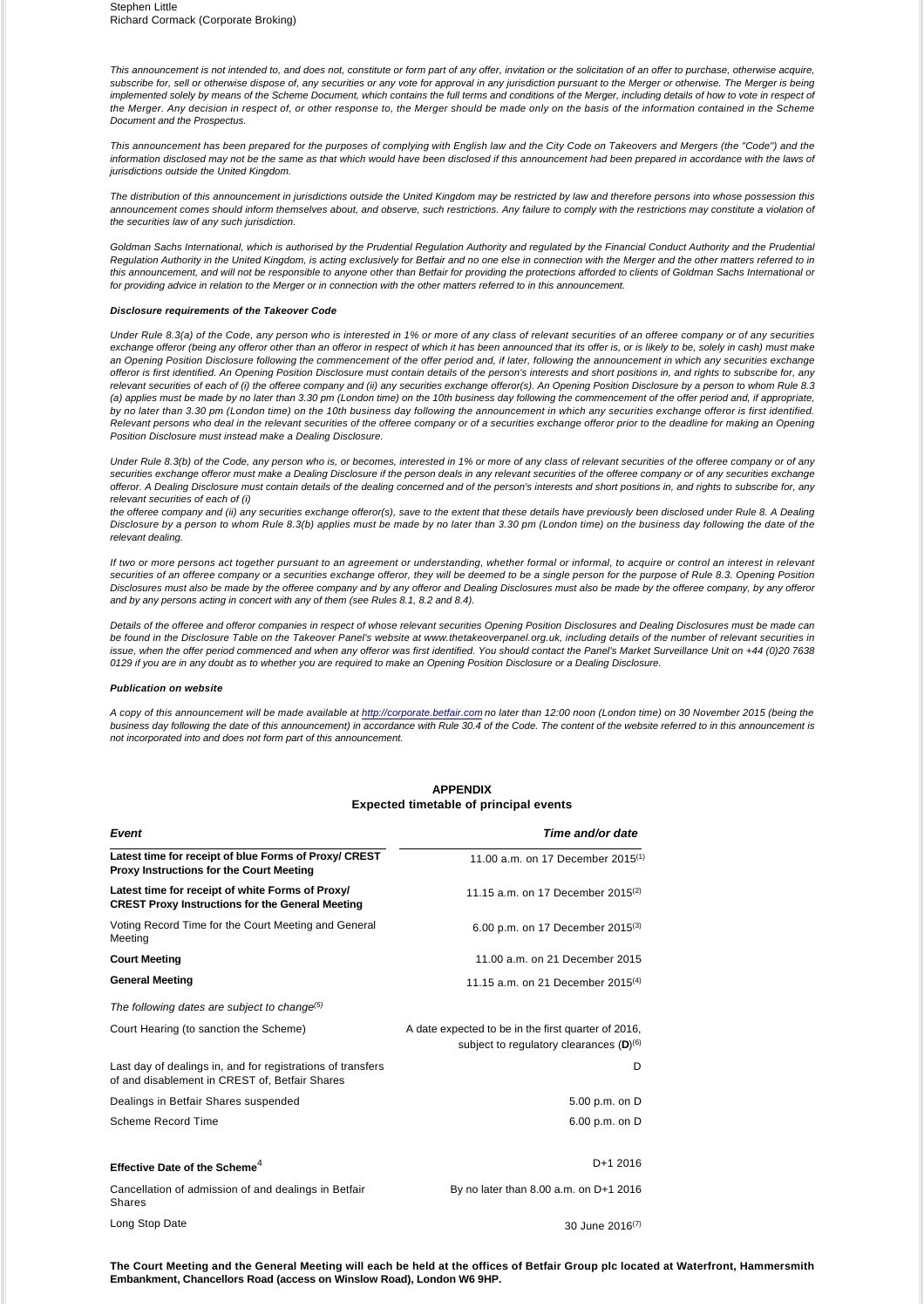Stephen Little
Richard Cormack (Corporate Broking)

*This announcement is not intended to, and does not, constitute or form part of any offer, invitation or the solicitation of an offer to purchase, otherwise acquire, subscribe for, sell or otherwise dispose of, any securities or any vote for approval in any jurisdiction pursuant to the Merger or otherwise. The Merger is being implemented solely by means of the Scheme Document, which contains the full terms and conditions of the Merger, including details of how to vote in respect of the Merger. Any decision in respect of, or other response to, the Merger should be made only on the basis of the information contained in the Scheme Document and the Prospectus.*

*This announcement has been prepared for the purposes of complying with English law and the City Code on Takeovers and Mergers (the "Code") and the information disclosed may not be the same as that which would have been disclosed if this announcement had been prepared in accordance with the laws of jurisdictions outside the United Kingdom.*

*The distribution of this announcement in jurisdictions outside the United Kingdom may be restricted by law and therefore persons into whose possession this announcement comes should inform themselves about, and observe, such restrictions. Any failure to comply with the restrictions may constitute a violation of the securities law of any such jurisdiction.*

*Goldman Sachs International, which is authorised by the Prudential Regulation Authority and regulated by the Financial Conduct Authority and the Prudential Regulation Authority in the United Kingdom, is acting exclusively for Betfair and no one else in connection with the Merger and the other matters referred to in this announcement, and will not be responsible to anyone other than Betfair for providing the protections afforded to clients of Goldman Sachs International or for providing advice in relation to the Merger or in connection with the other matters referred to in this announcement.*

***Disclosure requirements of the Takeover Code***

*Under Rule 8.3(a) of the Code, any person who is interested in 1% or more of any class of relevant securities of an offeree company or of any securities exchange offeror (being any offeror other than an offeror in respect of which it has been announced that its offer is, or is likely to be, solely in cash) must make an Opening Position Disclosure following the commencement of the offer period and, if later, following the announcement in which any securities exchange offeror is first identified. An Opening Position Disclosure must contain details of the person's interests and short positions in, and rights to subscribe for, any relevant securities of each of (i) the offeree company and (ii) any securities exchange offeror(s). An Opening Position Disclosure by a person to whom Rule 8.3 (a) applies must be made by no later than 3.30 pm (London time) on the 10th business day following the commencement of the offer period and, if appropriate, by no later than 3.30 pm (London time) on the 10th business day following the announcement in which any securities exchange offeror is first identified. Relevant persons who deal in the relevant securities of the offeree company or of a securities exchange offeror prior to the deadline for making an Opening Position Disclosure must instead make a Dealing Disclosure.*

*Under Rule 8.3(b) of the Code, any person who is, or becomes, interested in 1% or more of any class of relevant securities of the offeree company or of any securities exchange offeror must make a Dealing Disclosure if the person deals in any relevant securities of the offeree company or of any securities exchange offeror. A Dealing Disclosure must contain details of the dealing concerned and of the person's interests and short positions in, and rights to subscribe for, any relevant securities of each of (i)*
*the offeree company and (ii) any securities exchange offeror(s), save to the extent that these details have previously been disclosed under Rule 8. A Dealing Disclosure by a person to whom Rule 8.3(b) applies must be made by no later than 3.30 pm (London time) on the business day following the date of the relevant dealing.*

*If two or more persons act together pursuant to an agreement or understanding, whether formal or informal, to acquire or control an interest in relevant securities of an offeree company or a securities exchange offeror, they will be deemed to be a single person for the purpose of Rule 8.3. Opening Position Disclosures must also be made by the offeree company and by any offeror and Dealing Disclosures must also be made by the offeree company, by any offeror and by any persons acting in concert with any of them (see Rules 8.1, 8.2 and 8.4).*

*Details of the offeree and offeror companies in respect of whose relevant securities Opening Position Disclosures and Dealing Disclosures must be made can be found in the Disclosure Table on the Takeover Panel's website at www.thetakeoverpanel.org.uk, including details of the number of relevant securities in issue, when the offer period commenced and when any offeror was first identified. You should contact the Panel's Market Surveillance Unit on +44 (0)20 7638 0129 if you are in any doubt as to whether you are required to make an Opening Position Disclosure or a Dealing Disclosure.*

***Publication on website***

*A copy of this announcement will be made available at http://corporate.betfair.com no later than 12:00 noon (London time) on 30 November 2015 (being the business day following the date of this announcement) in accordance with Rule 30.4 of the Code. The content of the website referred to in this announcement is not incorporated into and does not form part of this announcement.*

**APPENDIX**
**Expected timetable of principal events**

| ***Event*** | ***Time and/or date*** |
|---|---|
| **Latest time for receipt of blue Forms of Proxy/ CREST Proxy Instructions for the Court Meeting** | 11.00 a.m. on 17 December 2015(1) |
| **Latest time for receipt of white Forms of Proxy/ CREST Proxy Instructions for the General Meeting** | 11.15 a.m. on 17 December 2015(2) |
| Voting Record Time for the Court Meeting and General Meeting | 6.00 p.m. on 17 December 2015(3) |
| **Court Meeting** | 11.00 a.m. on 21 December 2015 |
| **General Meeting** | 11.15 a.m. on 21 December 2015(4) |
| *The following dates are subject to change(5)* | |
| Court Hearing (to sanction the Scheme) | A date expected to be in the first quarter of 2016, subject to regulatory clearances (**D**)(6) |
| Last day of dealings in, and for registrations of transfers of and disablement in CREST of, Betfair Shares | D |
| Dealings in Betfair Shares suspended | 5.00 p.m. on D |
| Scheme Record Time | 6.00 p.m. on D |
| **Effective Date of the Scheme**[4] | D+1 2016 |
| Cancellation of admission of and dealings in Betfair Shares | By no later than 8.00 a.m. on D+1 2016 |
| Long Stop Date | 30 June 2016(7) |

**The Court Meeting and the General Meeting will each be held at the offices of Betfair Group plc located at Waterfront, Hammersmith Embankment, Chancellors Road (access on Winslow Road), London W6 9HP.**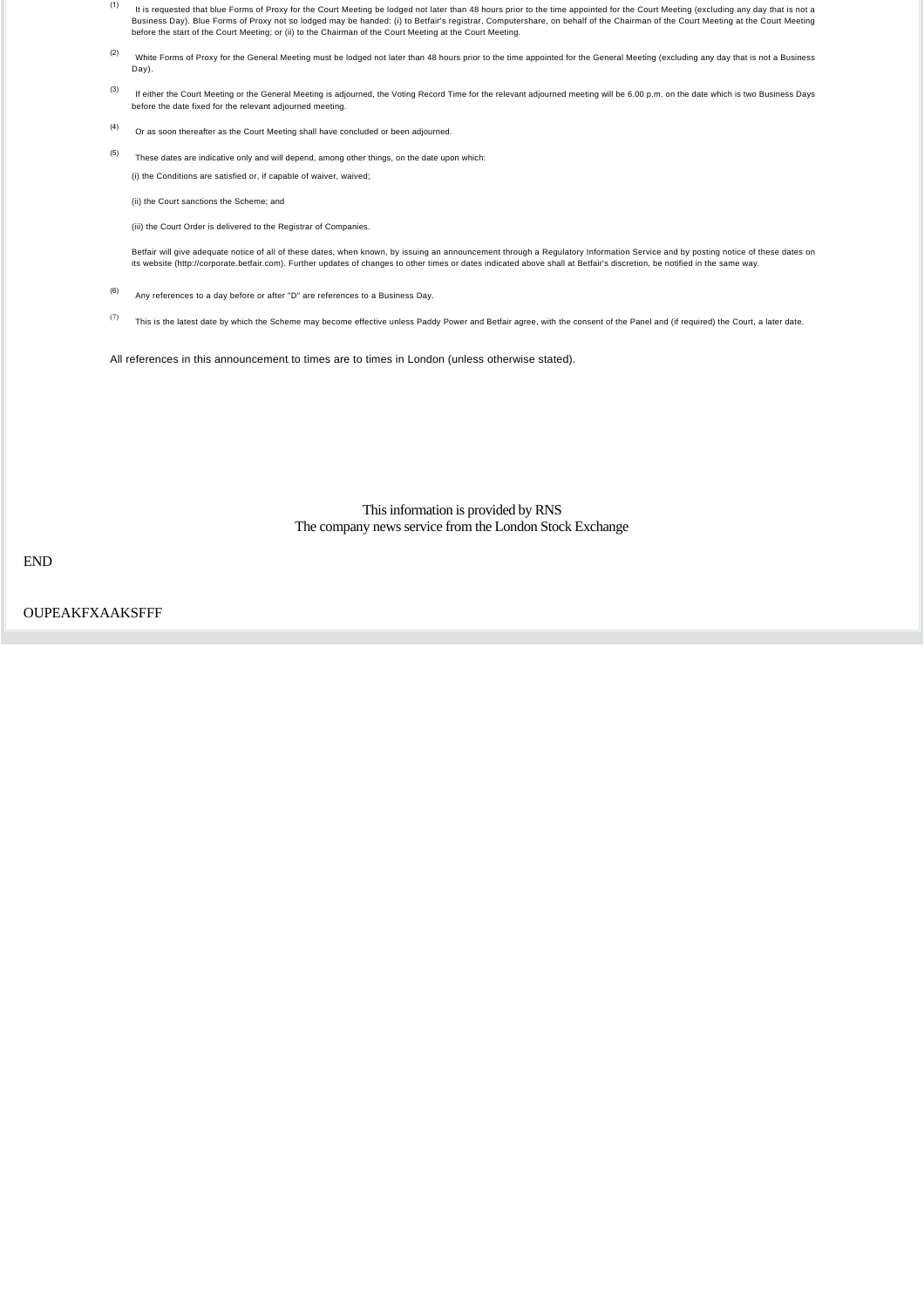(1) It is requested that blue Forms of Proxy for the Court Meeting be lodged not later than 48 hours prior to the time appointed for the Court Meeting (excluding any day that is not a Business Day). Blue Forms of Proxy not so lodged may be handed: (i) to Betfair's registrar, Computershare, on behalf of the Chairman of the Court Meeting at the Court Meeting before the start of the Court Meeting; or (ii) to the Chairman of the Court Meeting at the Court Meeting.

(2) White Forms of Proxy for the General Meeting must be lodged not later than 48 hours prior to the time appointed for the General Meeting (excluding any day that is not a Business Day).

(3) If either the Court Meeting or the General Meeting is adjourned, the Voting Record Time for the relevant adjourned meeting will be 6.00 p.m. on the date which is two Business Days before the date fixed for the relevant adjourned meeting.

(4) Or as soon thereafter as the Court Meeting shall have concluded or been adjourned.

(5) These dates are indicative only and will depend, among other things, on the date upon which:

(i) the Conditions are satisfied or, if capable of waiver, waived;

(ii) the Court sanctions the Scheme; and

(iii) the Court Order is delivered to the Registrar of Companies.

Betfair will give adequate notice of all of these dates, when known, by issuing an announcement through a Regulatory Information Service and by posting notice of these dates on its website (http://corporate.betfair.com). Further updates of changes to other times or dates indicated above shall at Betfair's discretion, be notified in the same way.

(6) Any references to a day before or after "D" are references to a Business Day.

(7) This is the latest date by which the Scheme may become effective unless Paddy Power and Betfair agree, with the consent of the Panel and (if required) the Court, a later date.

All references in this announcement to times are to times in London (unless otherwise stated).

This information is provided by RNS
The company news service from the London Stock Exchange

END

OUPEAKFXAAKSFFF